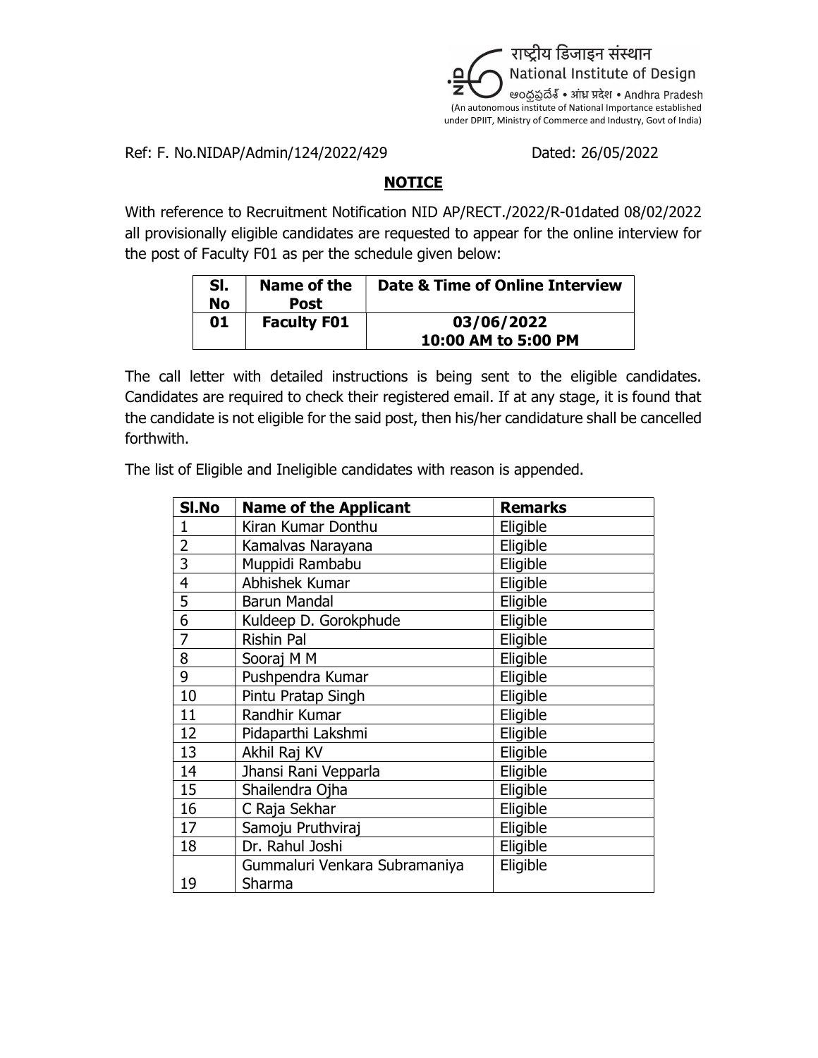राष्ट्रीय डिजाइन संस्थान
National Institute of Design
ఆంధ్రప్రదేశ్ • आंध्र प्रदेश • Andhra Pradesh
(An autonomous institute of National Importance established under DPIIT, Ministry of Commerce and Industry, Govt of India)

Ref: F. No.NIDAP/Admin/124/2022/429 Dated: 26/05/2022

## NOTICE

With reference to Recruitment Notification NID AP/RECT./2022/R-01dated 08/02/2022 all provisionally eligible candidates are requested to appear for the online interview for the post of Faculty F01 as per the schedule given below:

| Sl. No | Name of the Post | Date & Time of Online Interview |
|---|---|---|
| **01** | **Faculty F01** | **03/06/2022 10:00 AM to 5:00 PM** |

The call letter with detailed instructions is being sent to the eligible candidates. Candidates are required to check their registered email. If at any stage, it is found that the candidate is not eligible for the said post, then his/her candidature shall be cancelled forthwith.

The list of Eligible and Ineligible candidates with reason is appended.

| Sl.No | Name of the Applicant | Remarks |
|---|---|---|
| 1 | Kiran Kumar Donthu | Eligible |
| 2 | Kamalvas Narayana | Eligible |
| 3 | Muppidi Rambabu | Eligible |
| 4 | Abhishek Kumar | Eligible |
| 5 | Barun Mandal | Eligible |
| 6 | Kuldeep D. Gorokphude | Eligible |
| 7 | Rishin Pal | Eligible |
| 8 | Sooraj M M | Eligible |
| 9 | Pushpendra Kumar | Eligible |
| 10 | Pintu Pratap Singh | Eligible |
| 11 | Randhir Kumar | Eligible |
| 12 | Pidaparthi Lakshmi | Eligible |
| 13 | Akhil Raj KV | Eligible |
| 14 | Jhansi Rani Vepparla | Eligible |
| 15 | Shailendra Ojha | Eligible |
| 16 | C Raja Sekhar | Eligible |
| 17 | Samoju Pruthviraj | Eligible |
| 18 | Dr. Rahul Joshi | Eligible |
| 19 | Gummaluri Venkara Subramaniya Sharma | Eligible |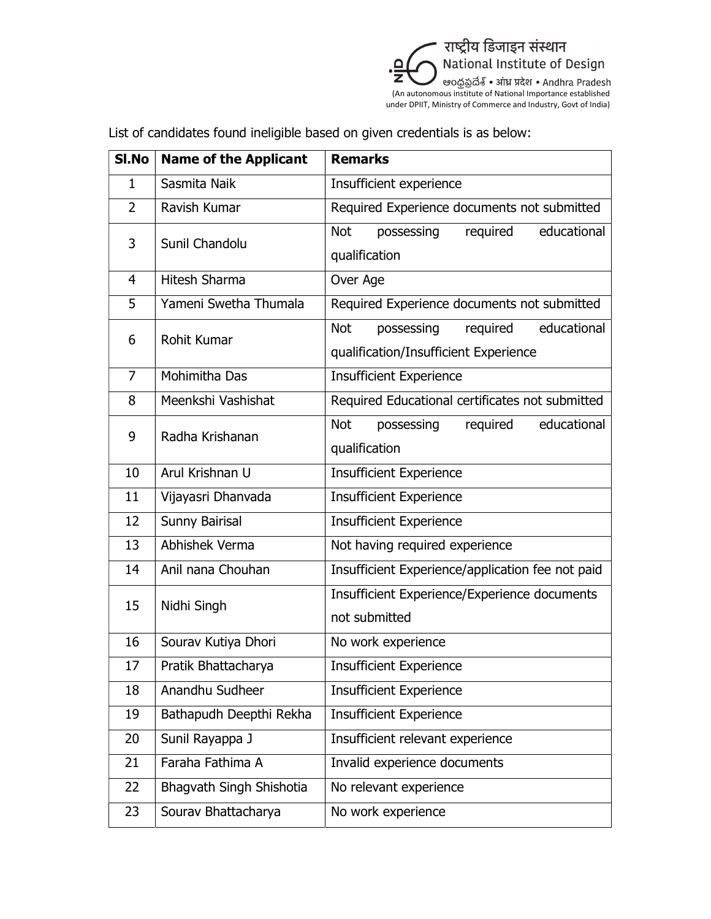List of candidates found ineligible based on given credentials is as below:

| Sl.No | Name of the Applicant | Remarks |
|---|---|---|
| 1 | Sasmita Naik | Insufficient experience |
| 2 | Ravish Kumar | Required Experience documents not submitted |
| 3 | Sunil Chandolu | Not possessing required educational qualification |
| 4 | Hitesh Sharma | Over Age |
| 5 | Yameni Swetha Thumala | Required Experience documents not submitted |
| 6 | Rohit Kumar | Not possessing required educational qualification/Insufficient Experience |
| 7 | Mohimitha Das | Insufficient Experience |
| 8 | Meenkshi Vashishat | Required Educational certificates not submitted |
| 9 | Radha Krishanan | Not possessing required educational qualification |
| 10 | Arul Krishnan U | Insufficient Experience |
| 11 | Vijayasri Dhanvada | Insufficient Experience |
| 12 | Sunny Bairisal | Insufficient Experience |
| 13 | Abhishek Verma | Not having required experience |
| 14 | Anil nana Chouhan | Insufficient Experience/application fee not paid |
| 15 | Nidhi Singh | Insufficient Experience/Experience documents not submitted |
| 16 | Sourav Kutiya Dhori | No work experience |
| 17 | Pratik Bhattacharya | Insufficient Experience |
| 18 | Anandhu Sudheer | Insufficient Experience |
| 19 | Bathapudh Deepthi Rekha | Insufficient Experience |
| 20 | Sunil Rayappa J | Insufficient relevant experience |
| 21 | Faraha Fathima A | Invalid experience documents |
| 22 | Bhagvath Singh Shishotia | No relevant experience |
| 23 | Sourav Bhattacharya | No work experience |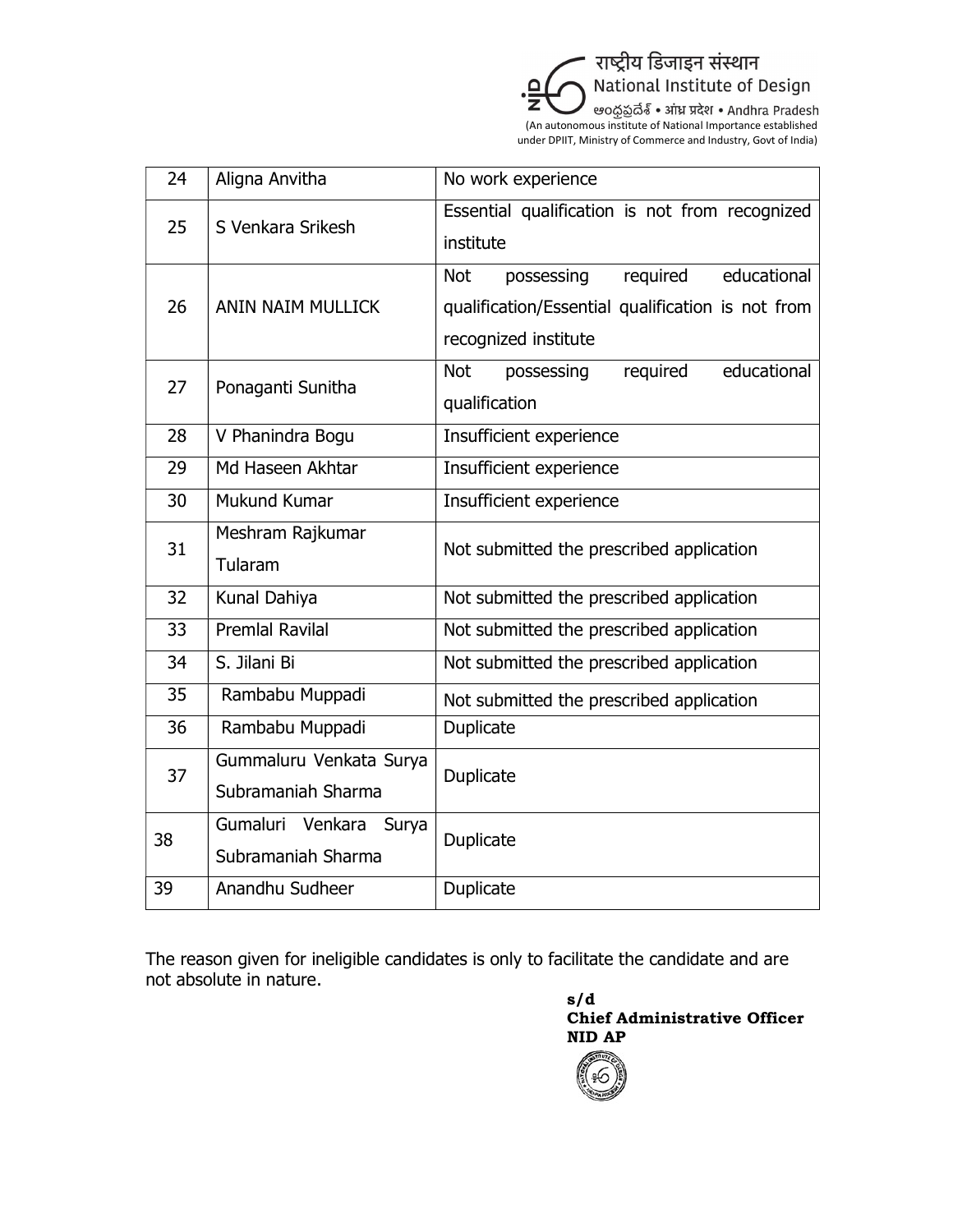| | | |
|---|---|---|
| 24 | Aligna Anvitha | No work experience |
| 25 | S Venkara Srikesh | Essential qualification is not from recognized institute |
| 26 | ANIN NAIM MULLICK | Not possessing required educational qualification/Essential qualification is not from recognized institute |
| 27 | Ponaganti Sunitha | Not possessing required educational qualification |
| 28 | V Phanindra Bogu | Insufficient experience |
| 29 | Md Haseen Akhtar | Insufficient experience |
| 30 | Mukund Kumar | Insufficient experience |
| 31 | Meshram Rajkumar Tularam | Not submitted the prescribed application |
| 32 | Kunal Dahiya | Not submitted the prescribed application |
| 33 | Premlal Ravilal | Not submitted the prescribed application |
| 34 | S. Jilani Bi | Not submitted the prescribed application |
| 35 | Rambabu Muppadi | Not submitted the prescribed application |
| 36 | Rambabu Muppadi | Duplicate |
| 37 | Gummaluru Venkata Surya Subramaniah Sharma | Duplicate |
| 38 | Gumaluri Venkara Surya Subramaniah Sharma | Duplicate |
| 39 | Anandhu Sudheer | Duplicate |

The reason given for ineligible candidates is only to facilitate the candidate and are not absolute in nature.

**s/d**
**Chief Administrative Officer**
**NID AP**